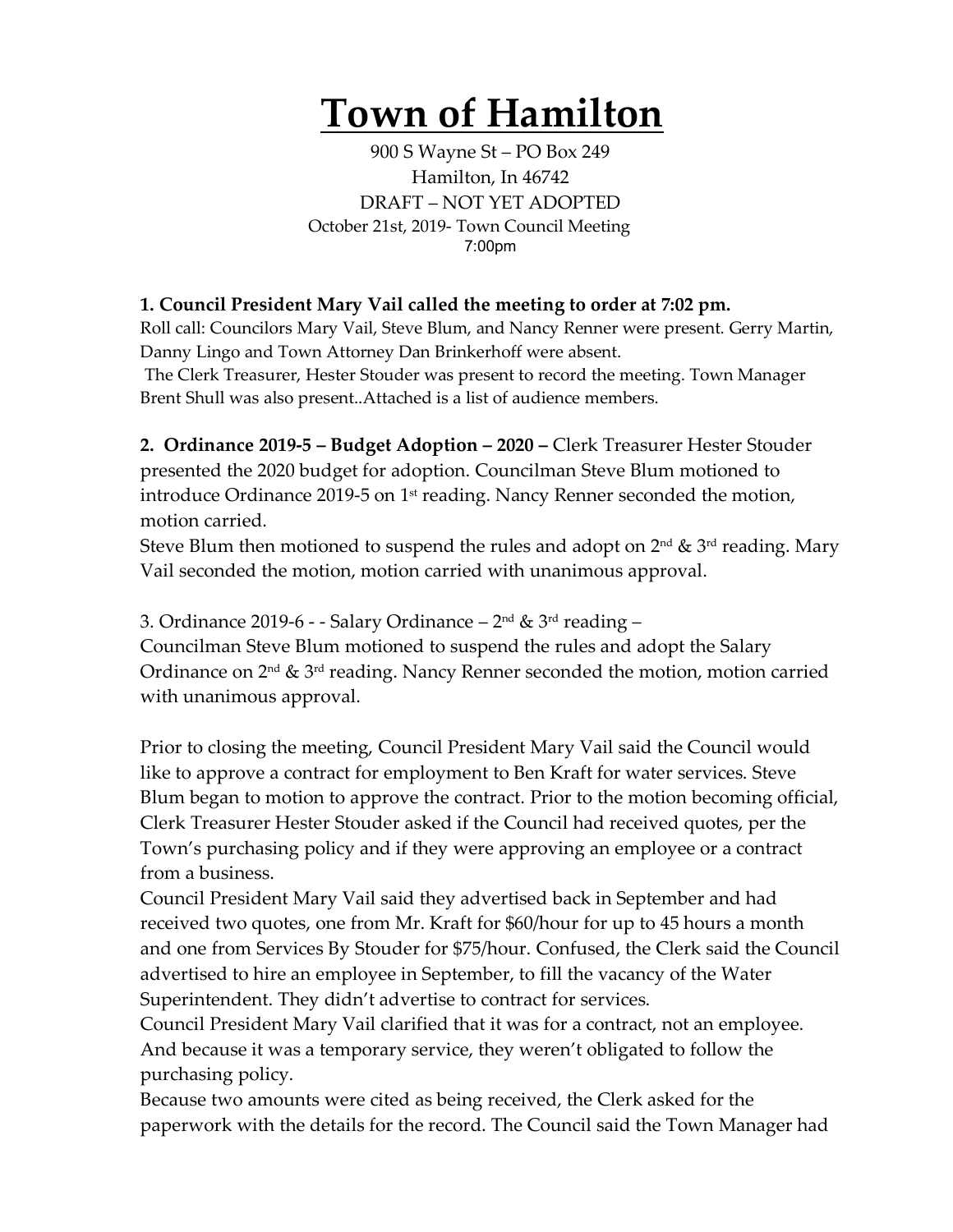# Town of Hamilton

900 S Wayne St – PO Box 249
Hamilton, In 46742
DRAFT – NOT YET ADOPTED
October 21st, 2019- Town Council Meeting
7:00pm

**1. Council President Mary Vail called the meeting to order at 7:02 pm.**
Roll call: Councilors Mary Vail, Steve Blum, and Nancy Renner were present. Gerry Martin, Danny Lingo and Town Attorney Dan Brinkerhoff were absent.
The Clerk Treasurer, Hester Stouder was present to record the meeting. Town Manager Brent Shull was also present..Attached is a list of audience members.

**2. Ordinance 2019-5 – Budget Adoption – 2020 –** Clerk Treasurer Hester Stouder presented the 2020 budget for adoption. Councilman Steve Blum motioned to introduce Ordinance 2019-5 on 1st reading. Nancy Renner seconded the motion, motion carried.
Steve Blum then motioned to suspend the rules and adopt on 2nd & 3rd reading. Mary Vail seconded the motion, motion carried with unanimous approval.

3. Ordinance 2019-6 - - Salary Ordinance – 2nd & 3rd reading –
Councilman Steve Blum motioned to suspend the rules and adopt the Salary Ordinance on 2nd & 3rd reading. Nancy Renner seconded the motion, motion carried with unanimous approval.

Prior to closing the meeting, Council President Mary Vail said the Council would like to approve a contract for employment to Ben Kraft for water services. Steve Blum began to motion to approve the contract. Prior to the motion becoming official, Clerk Treasurer Hester Stouder asked if the Council had received quotes, per the Town's purchasing policy and if they were approving an employee or a contract from a business.
Council President Mary Vail said they advertised back in September and had received two quotes, one from Mr. Kraft for $60/hour for up to 45 hours a month and one from Services By Stouder for $75/hour. Confused, the Clerk said the Council advertised to hire an employee in September, to fill the vacancy of the Water Superintendent. They didn't advertise to contract for services.
Council President Mary Vail clarified that it was for a contract, not an employee. And because it was a temporary service, they weren't obligated to follow the purchasing policy.
Because two amounts were cited as being received, the Clerk asked for the paperwork with the details for the record. The Council said the Town Manager had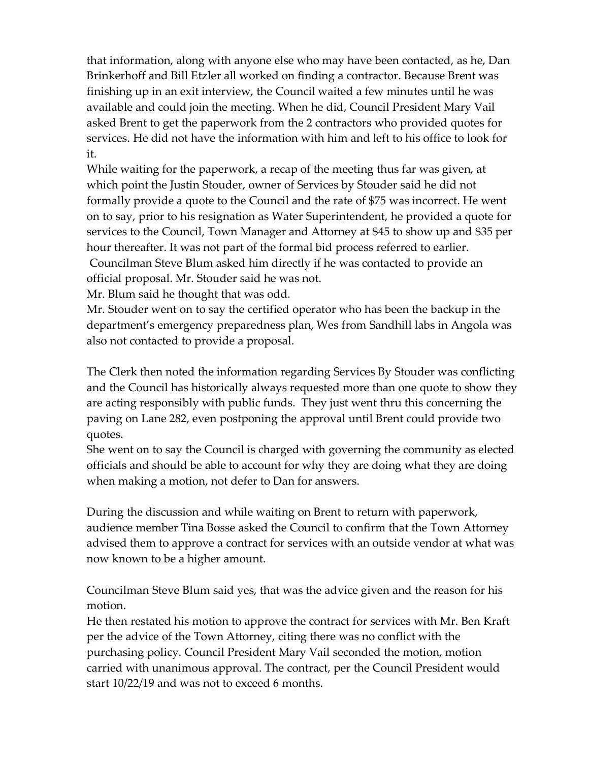that information, along with anyone else who may have been contacted, as he, Dan Brinkerhoff and Bill Etzler all worked on finding a contractor. Because Brent was finishing up in an exit interview, the Council waited a few minutes until he was available and could join the meeting. When he did, Council President Mary Vail asked Brent to get the paperwork from the 2 contractors who provided quotes for services. He did not have the information with him and left to his office to look for it.

While waiting for the paperwork, a recap of the meeting thus far was given, at which point the Justin Stouder, owner of Services by Stouder said he did not formally provide a quote to the Council and the rate of $75 was incorrect. He went on to say, prior to his resignation as Water Superintendent, he provided a quote for services to the Council, Town Manager and Attorney at $45 to show up and $35 per hour thereafter. It was not part of the formal bid process referred to earlier.

Councilman Steve Blum asked him directly if he was contacted to provide an official proposal. Mr. Stouder said he was not.

Mr. Blum said he thought that was odd.

Mr. Stouder went on to say the certified operator who has been the backup in the department's emergency preparedness plan, Wes from Sandhill labs in Angola was also not contacted to provide a proposal.

The Clerk then noted the information regarding Services By Stouder was conflicting and the Council has historically always requested more than one quote to show they are acting responsibly with public funds. They just went thru this concerning the paving on Lane 282, even postponing the approval until Brent could provide two quotes.

She went on to say the Council is charged with governing the community as elected officials and should be able to account for why they are doing what they are doing when making a motion, not defer to Dan for answers.

During the discussion and while waiting on Brent to return with paperwork, audience member Tina Bosse asked the Council to confirm that the Town Attorney advised them to approve a contract for services with an outside vendor at what was now known to be a higher amount.

Councilman Steve Blum said yes, that was the advice given and the reason for his motion.

He then restated his motion to approve the contract for services with Mr. Ben Kraft per the advice of the Town Attorney, citing there was no conflict with the purchasing policy. Council President Mary Vail seconded the motion, motion carried with unanimous approval. The contract, per the Council President would start 10/22/19 and was not to exceed 6 months.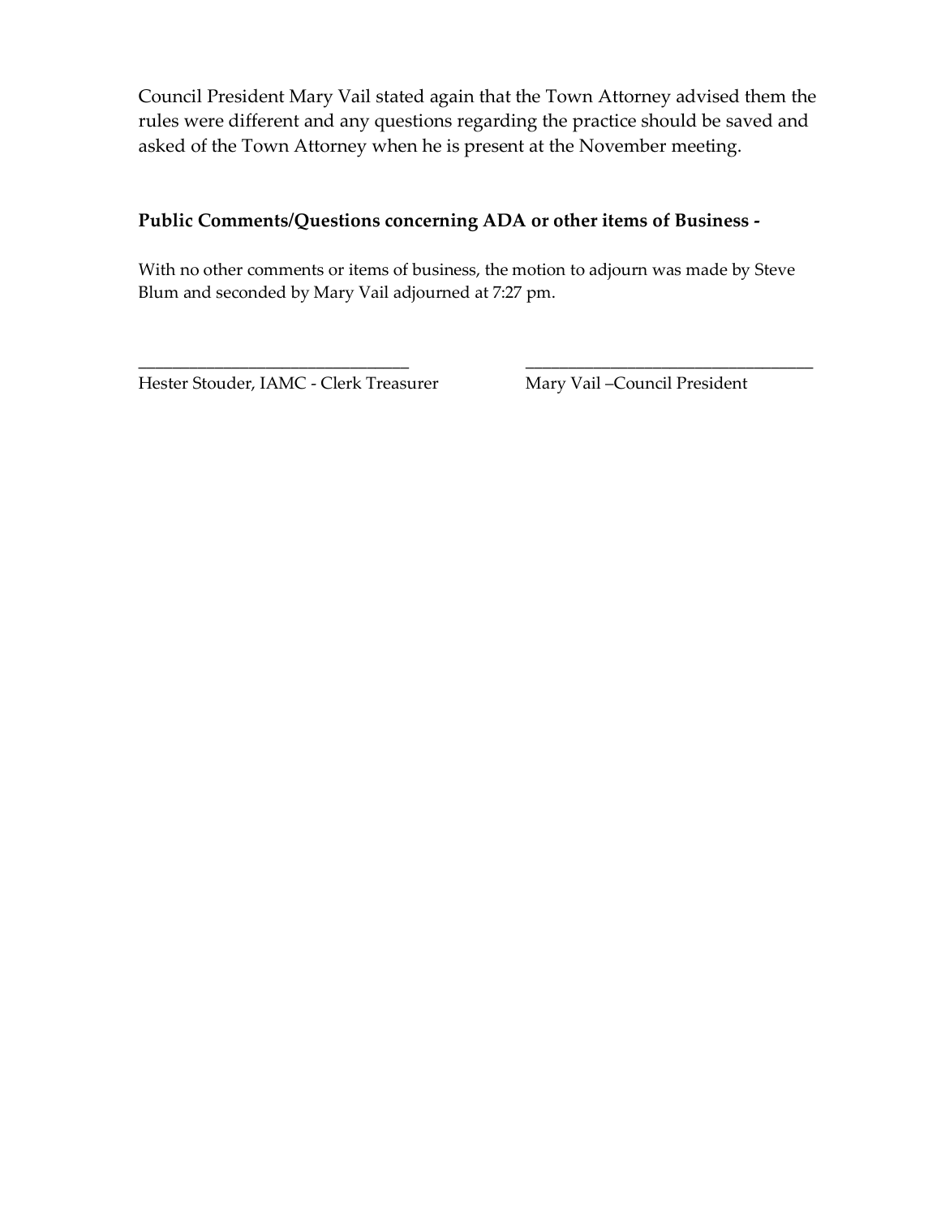Council President Mary Vail stated again that the Town Attorney advised them the rules were different and any questions regarding the practice should be saved and asked of the Town Attorney when he is present at the November meeting.

**Public Comments/Questions concerning ADA or other items of Business -**

With no other comments or items of business, the motion to adjourn was made by Steve Blum and seconded by Mary Vail adjourned at 7:27 pm.

_______________________________ _________________________________

Hester Stouder, IAMC - Clerk Treasurer Mary Vail –Council President